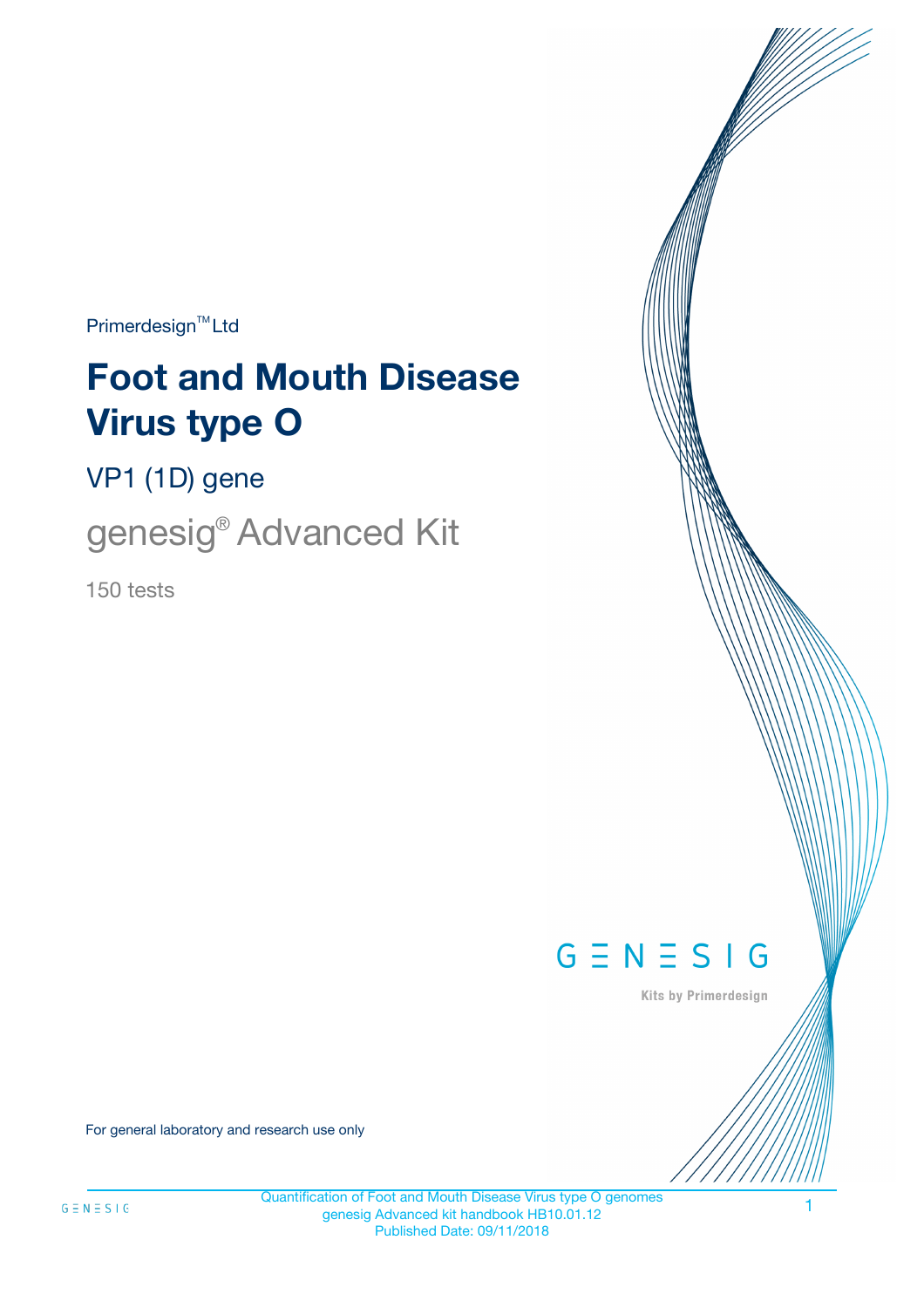Primerdesign™ Ltd

# Foot and Mouth Disease Virus type O

## VP1 (1D) gene

## genesig® Advanced Kit

150 tests

GENESIG

Kits by Primerdesign

For general laboratory and research use only

Quantification of Foot and Mouth Disease Virus type O genomes
genesig Advanced kit handbook HB10.01.12
Published Date: 09/11/2018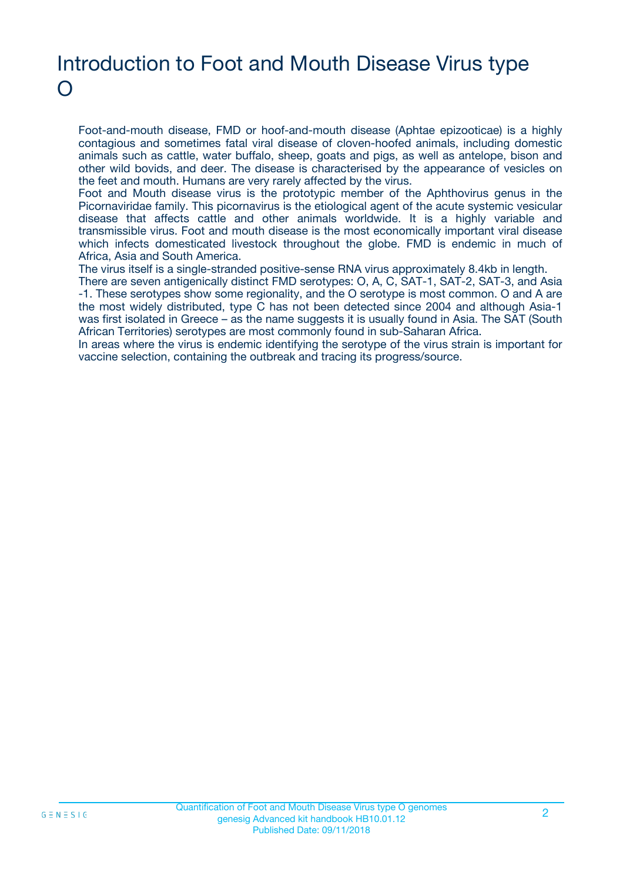# Introduction to Foot and Mouth Disease Virus type O

Foot-and-mouth disease, FMD or hoof-and-mouth disease (Aphtae epizooticae) is a highly contagious and sometimes fatal viral disease of cloven-hoofed animals, including domestic animals such as cattle, water buffalo, sheep, goats and pigs, as well as antelope, bison and other wild bovids, and deer. The disease is characterised by the appearance of vesicles on the feet and mouth. Humans are very rarely affected by the virus.

Foot and Mouth disease virus is the prototypic member of the Aphthovirus genus in the Picornaviridae family. This picornavirus is the etiological agent of the acute systemic vesicular disease that affects cattle and other animals worldwide. It is a highly variable and transmissible virus. Foot and mouth disease is the most economically important viral disease which infects domesticated livestock throughout the globe. FMD is endemic in much of Africa, Asia and South America.

The virus itself is a single-stranded positive-sense RNA virus approximately 8.4kb in length.

There are seven antigenically distinct FMD serotypes: O, A, C, SAT-1, SAT-2, SAT-3, and Asia -1. These serotypes show some regionality, and the O serotype is most common. O and A are the most widely distributed, type C has not been detected since 2004 and although Asia-1 was first isolated in Greece – as the name suggests it is usually found in Asia. The SAT (South African Territories) serotypes are most commonly found in sub-Saharan Africa.

In areas where the virus is endemic identifying the serotype of the virus strain is important for vaccine selection, containing the outbreak and tracing its progress/source.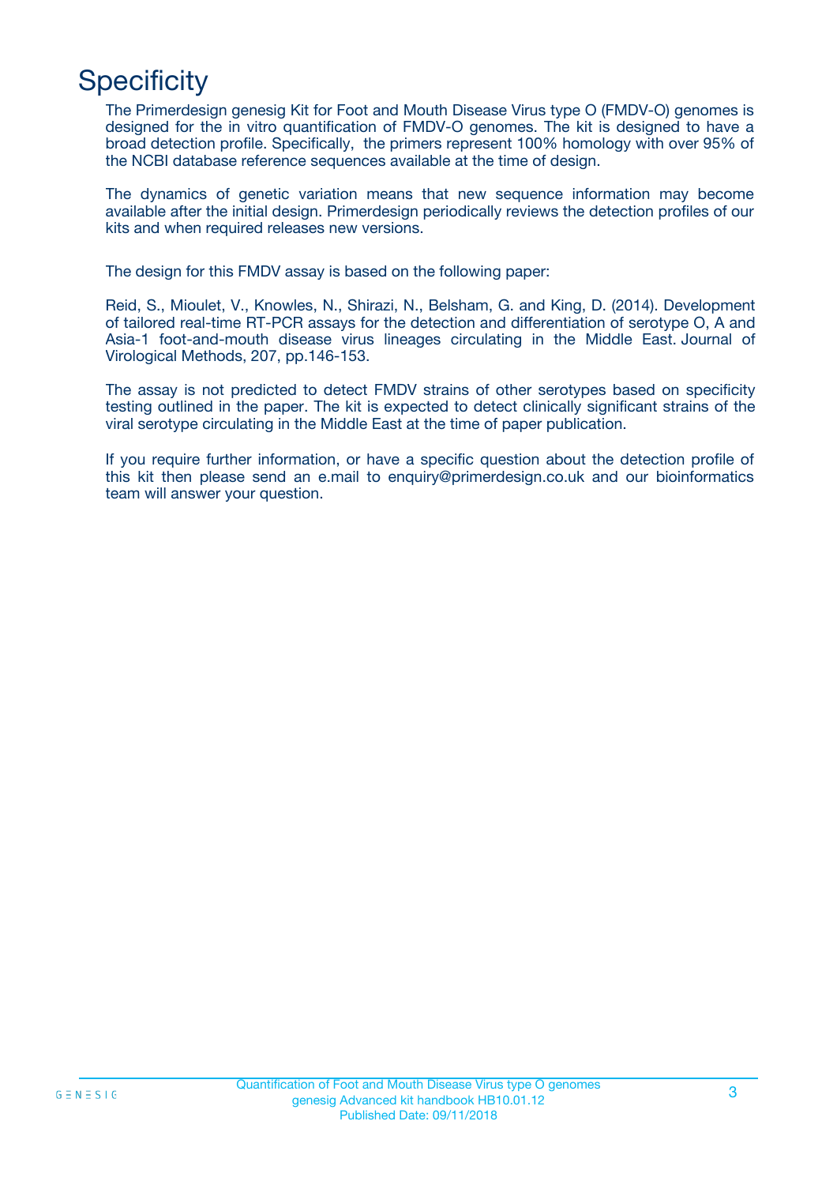# Specificity

The Primerdesign genesig Kit for Foot and Mouth Disease Virus type O (FMDV-O) genomes is designed for the in vitro quantification of FMDV-O genomes. The kit is designed to have a broad detection profile. Specifically, the primers represent 100% homology with over 95% of the NCBI database reference sequences available at the time of design.

The dynamics of genetic variation means that new sequence information may become available after the initial design. Primerdesign periodically reviews the detection profiles of our kits and when required releases new versions.

The design for this FMDV assay is based on the following paper:

Reid, S., Mioulet, V., Knowles, N., Shirazi, N., Belsham, G. and King, D. (2014). Development of tailored real-time RT-PCR assays for the detection and differentiation of serotype O, A and Asia-1 foot-and-mouth disease virus lineages circulating in the Middle East. Journal of Virological Methods, 207, pp.146-153.

The assay is not predicted to detect FMDV strains of other serotypes based on specificity testing outlined in the paper. The kit is expected to detect clinically significant strains of the viral serotype circulating in the Middle East at the time of paper publication.

If you require further information, or have a specific question about the detection profile of this kit then please send an e.mail to enquiry@primerdesign.co.uk and our bioinformatics team will answer your question.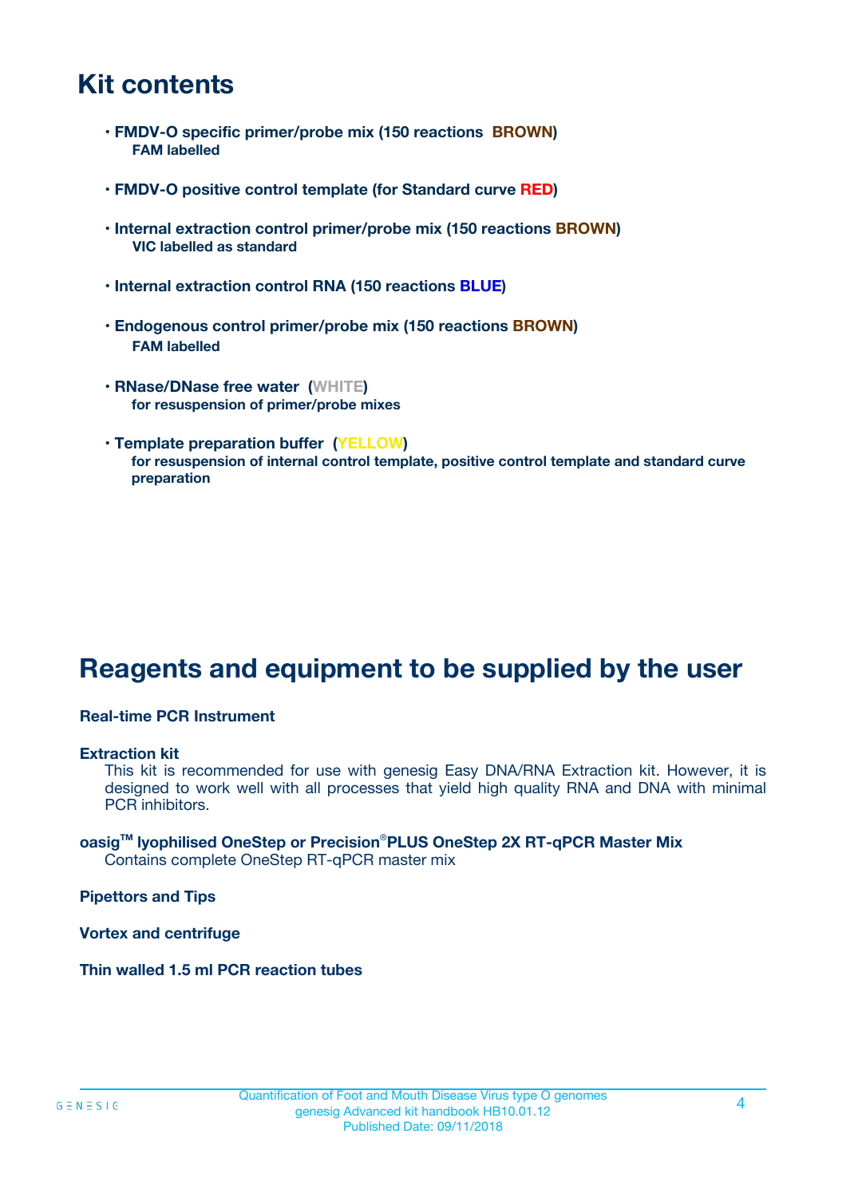# Kit contents

- **FMDV-O specific primer/probe mix (150 reactions BROWN)**
  **FAM labelled**
- **FMDV-O positive control template (for Standard curve RED)**
- **Internal extraction control primer/probe mix (150 reactions BROWN)**
  **VIC labelled as standard**
- **Internal extraction control RNA (150 reactions BLUE)**
- **Endogenous control primer/probe mix (150 reactions BROWN)**
  **FAM labelled**
- **RNase/DNase free water (WHITE)**
  **for resuspension of primer/probe mixes**
- **Template preparation buffer (YELLOW)**
  **for resuspension of internal control template, positive control template and standard curve preparation**

# Reagents and equipment to be supplied by the user

**Real-time PCR Instrument**

**Extraction kit**
This kit is recommended for use with genesig Easy DNA/RNA Extraction kit. However, it is designed to work well with all processes that yield high quality RNA and DNA with minimal PCR inhibitors.

**oasig™ lyophilised OneStep or Precision®PLUS OneStep 2X RT-qPCR Master Mix**
Contains complete OneStep RT-qPCR master mix

**Pipettors and Tips**

**Vortex and centrifuge**

**Thin walled 1.5 ml PCR reaction tubes**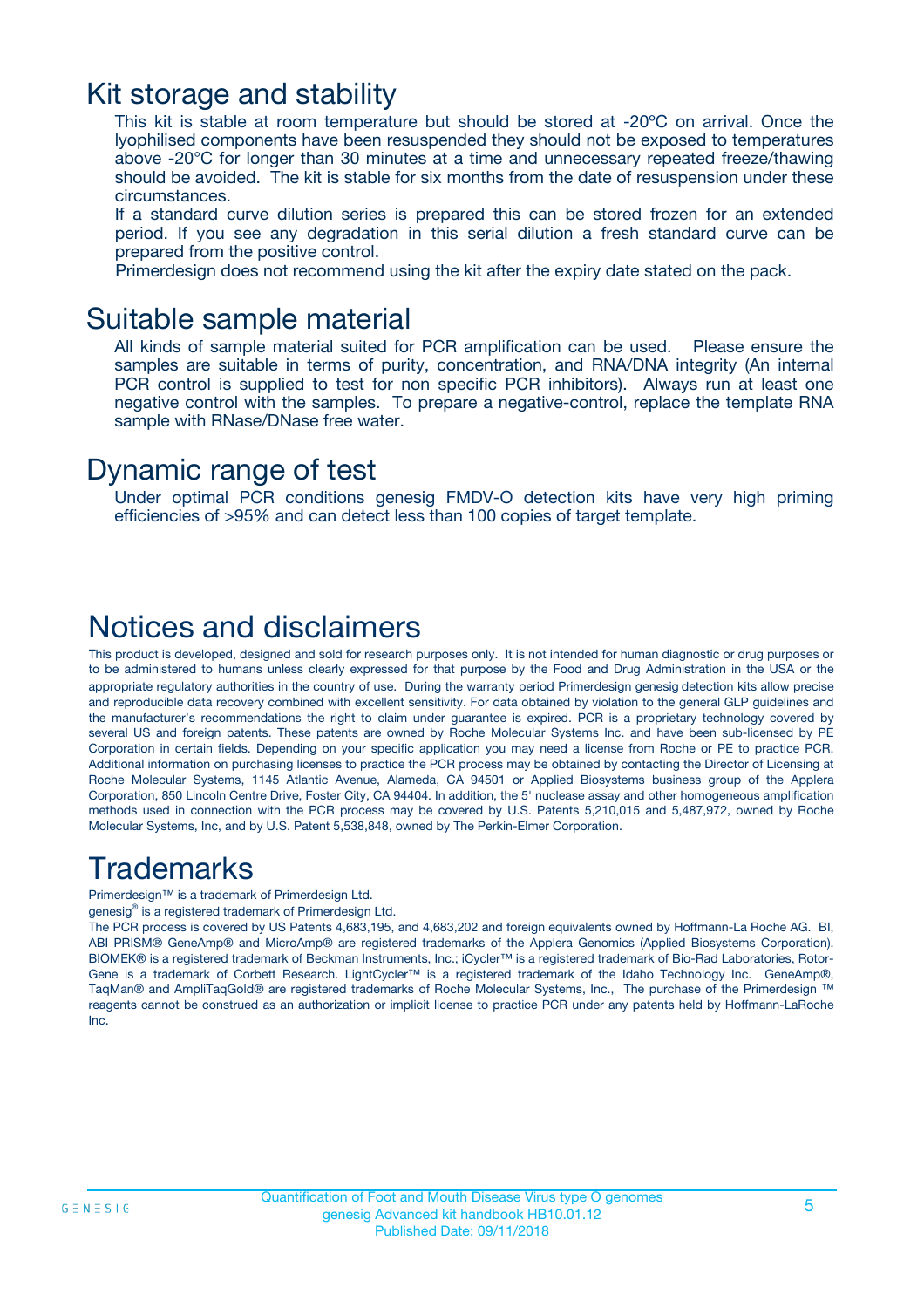# Kit storage and stability

This kit is stable at room temperature but should be stored at -20ºC on arrival. Once the lyophilised components have been resuspended they should not be exposed to temperatures above -20°C for longer than 30 minutes at a time and unnecessary repeated freeze/thawing should be avoided. The kit is stable for six months from the date of resuspension under these circumstances.

If a standard curve dilution series is prepared this can be stored frozen for an extended period. If you see any degradation in this serial dilution a fresh standard curve can be prepared from the positive control.

Primerdesign does not recommend using the kit after the expiry date stated on the pack.

# Suitable sample material

All kinds of sample material suited for PCR amplification can be used. Please ensure the samples are suitable in terms of purity, concentration, and RNA/DNA integrity (An internal PCR control is supplied to test for non specific PCR inhibitors). Always run at least one negative control with the samples. To prepare a negative-control, replace the template RNA sample with RNase/DNase free water.

# Dynamic range of test

Under optimal PCR conditions genesig FMDV-O detection kits have very high priming efficiencies of >95% and can detect less than 100 copies of target template.

# Notices and disclaimers

This product is developed, designed and sold for research purposes only. It is not intended for human diagnostic or drug purposes or to be administered to humans unless clearly expressed for that purpose by the Food and Drug Administration in the USA or the appropriate regulatory authorities in the country of use. During the warranty period Primerdesign genesig detection kits allow precise and reproducible data recovery combined with excellent sensitivity. For data obtained by violation to the general GLP guidelines and the manufacturer's recommendations the right to claim under guarantee is expired. PCR is a proprietary technology covered by several US and foreign patents. These patents are owned by Roche Molecular Systems Inc. and have been sub-licensed by PE Corporation in certain fields. Depending on your specific application you may need a license from Roche or PE to practice PCR. Additional information on purchasing licenses to practice the PCR process may be obtained by contacting the Director of Licensing at Roche Molecular Systems, 1145 Atlantic Avenue, Alameda, CA 94501 or Applied Biosystems business group of the Applera Corporation, 850 Lincoln Centre Drive, Foster City, CA 94404. In addition, the 5' nuclease assay and other homogeneous amplification methods used in connection with the PCR process may be covered by U.S. Patents 5,210,015 and 5,487,972, owned by Roche Molecular Systems, Inc, and by U.S. Patent 5,538,848, owned by The Perkin-Elmer Corporation.

# Trademarks

Primerdesign™ is a trademark of Primerdesign Ltd.

genesig® is a registered trademark of Primerdesign Ltd.

The PCR process is covered by US Patents 4,683,195, and 4,683,202 and foreign equivalents owned by Hoffmann-La Roche AG. BI, ABI PRISM® GeneAmp® and MicroAmp® are registered trademarks of the Applera Genomics (Applied Biosystems Corporation). BIOMEK® is a registered trademark of Beckman Instruments, Inc.; iCycler™ is a registered trademark of Bio-Rad Laboratories, Rotor-Gene is a trademark of Corbett Research. LightCycler™ is a registered trademark of the Idaho Technology Inc. GeneAmp®, TaqMan® and AmpliTaqGold® are registered trademarks of Roche Molecular Systems, Inc., The purchase of the Primerdesign ™ reagents cannot be construed as an authorization or implicit license to practice PCR under any patents held by Hoffmann-LaRoche Inc.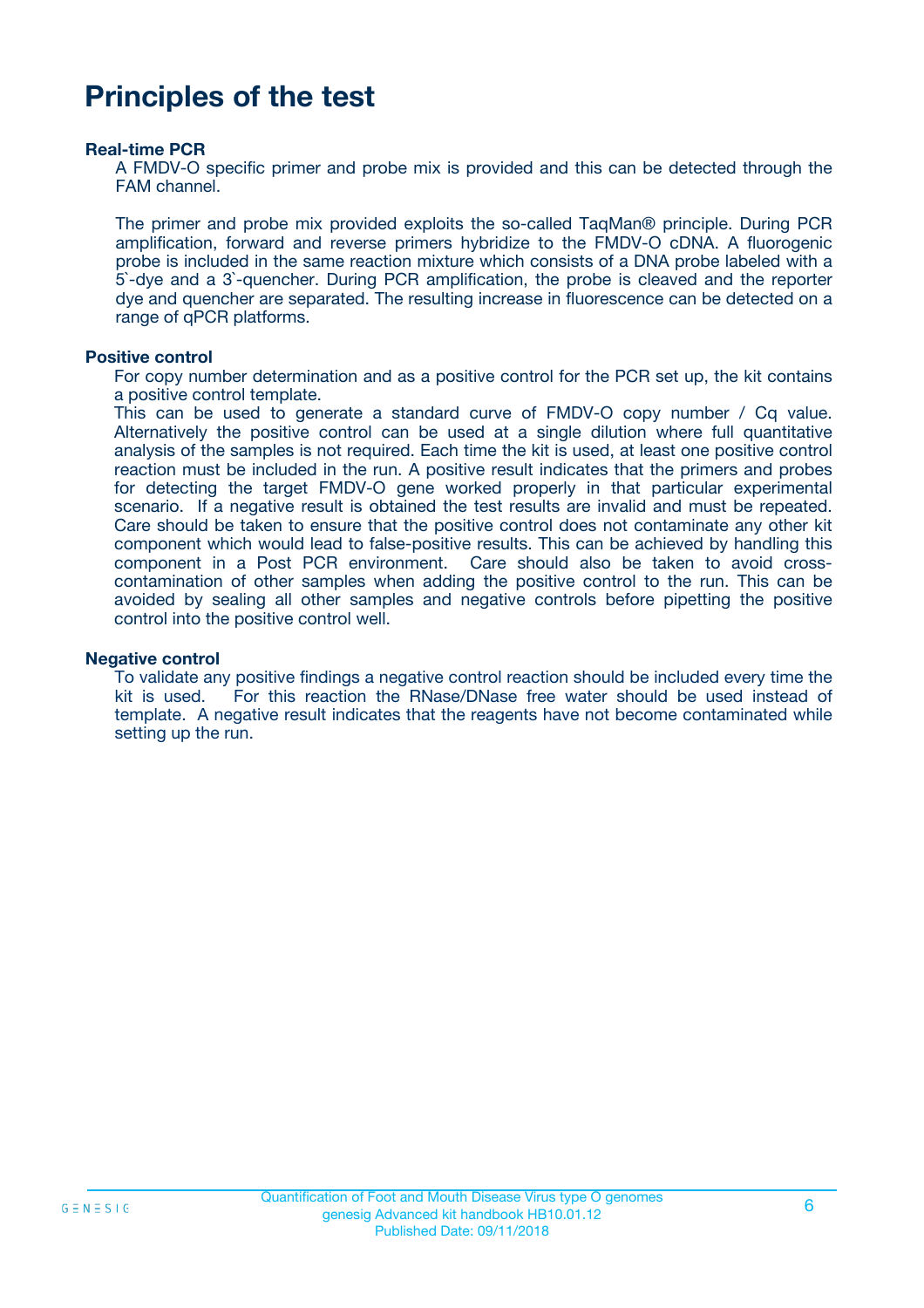# Principles of the test

**Real-time PCR**

A FMDV-O specific primer and probe mix is provided and this can be detected through the FAM channel.

The primer and probe mix provided exploits the so-called TaqMan® principle. During PCR amplification, forward and reverse primers hybridize to the FMDV-O cDNA. A fluorogenic probe is included in the same reaction mixture which consists of a DNA probe labeled with a 5`-dye and a 3`-quencher. During PCR amplification, the probe is cleaved and the reporter dye and quencher are separated. The resulting increase in fluorescence can be detected on a range of qPCR platforms.

**Positive control**

For copy number determination and as a positive control for the PCR set up, the kit contains a positive control template.
This can be used to generate a standard curve of FMDV-O copy number / Cq value. Alternatively the positive control can be used at a single dilution where full quantitative analysis of the samples is not required. Each time the kit is used, at least one positive control reaction must be included in the run. A positive result indicates that the primers and probes for detecting the target FMDV-O gene worked properly in that particular experimental scenario. If a negative result is obtained the test results are invalid and must be repeated. Care should be taken to ensure that the positive control does not contaminate any other kit component which would lead to false-positive results. This can be achieved by handling this component in a Post PCR environment. Care should also be taken to avoid cross-contamination of other samples when adding the positive control to the run. This can be avoided by sealing all other samples and negative controls before pipetting the positive control into the positive control well.

**Negative control**

To validate any positive findings a negative control reaction should be included every time the kit is used. For this reaction the RNase/DNase free water should be used instead of template. A negative result indicates that the reagents have not become contaminated while setting up the run.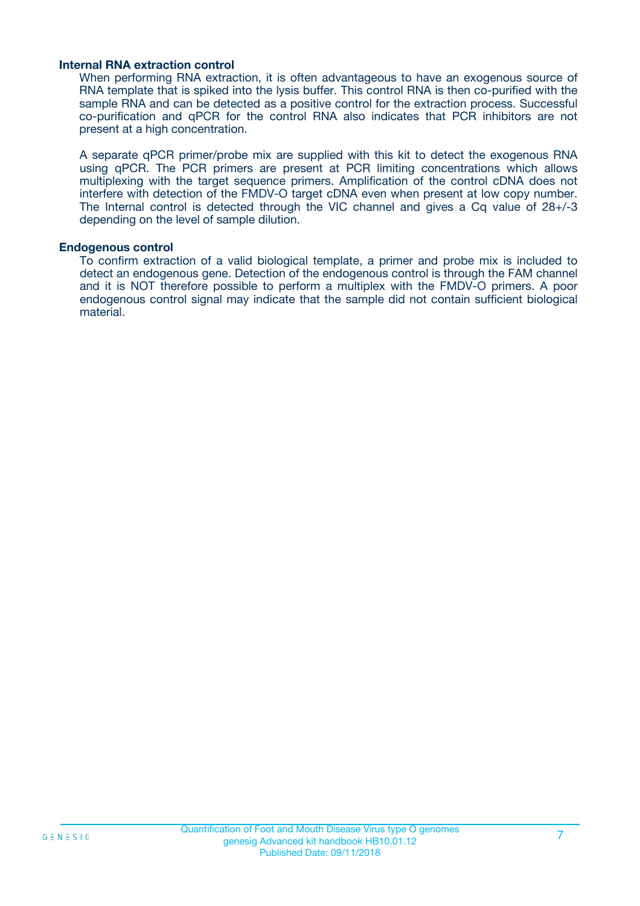### Internal RNA extraction control

When performing RNA extraction, it is often advantageous to have an exogenous source of RNA template that is spiked into the lysis buffer. This control RNA is then co-purified with the sample RNA and can be detected as a positive control for the extraction process. Successful co-purification and qPCR for the control RNA also indicates that PCR inhibitors are not present at a high concentration.

A separate qPCR primer/probe mix are supplied with this kit to detect the exogenous RNA using qPCR. The PCR primers are present at PCR limiting concentrations which allows multiplexing with the target sequence primers. Amplification of the control cDNA does not interfere with detection of the FMDV-O target cDNA even when present at low copy number. The Internal control is detected through the VIC channel and gives a Cq value of 28+/-3 depending on the level of sample dilution.

### Endogenous control

To confirm extraction of a valid biological template, a primer and probe mix is included to detect an endogenous gene. Detection of the endogenous control is through the FAM channel and it is NOT therefore possible to perform a multiplex with the FMDV-O primers. A poor endogenous control signal may indicate that the sample did not contain sufficient biological material.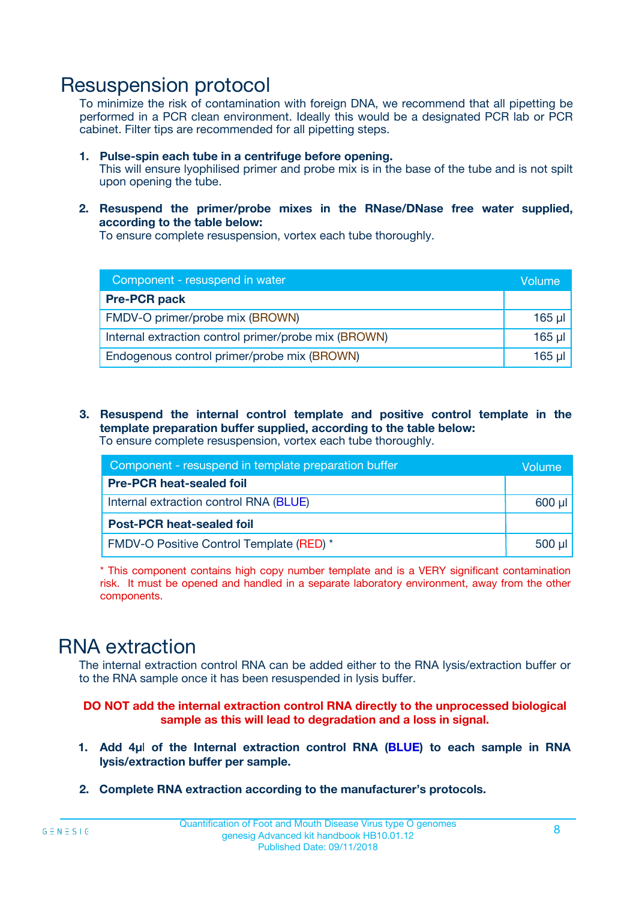# Resuspension protocol

To minimize the risk of contamination with foreign DNA, we recommend that all pipetting be performed in a PCR clean environment. Ideally this would be a designated PCR lab or PCR cabinet. Filter tips are recommended for all pipetting steps.

1. **Pulse-spin each tube in a centrifuge before opening.**
   This will ensure lyophilised primer and probe mix is in the base of the tube and is not spilt upon opening the tube.

2. **Resuspend the primer/probe mixes in the RNase/DNase free water supplied, according to the table below:**
   To ensure complete resuspension, vortex each tube thoroughly.

| Component - resuspend in water | Volume |
|---|---|
| **Pre-PCR pack** | |
| FMDV-O primer/probe mix (BROWN) | 165 µl |
| Internal extraction control primer/probe mix (BROWN) | 165 µl |
| Endogenous control primer/probe mix (BROWN) | 165 µl |

3. **Resuspend the internal control template and positive control template in the template preparation buffer supplied, according to the table below:**
   To ensure complete resuspension, vortex each tube thoroughly.

| Component - resuspend in template preparation buffer | Volume |
|---|---|
| **Pre-PCR heat-sealed foil** | |
| Internal extraction control RNA (BLUE) | 600 µl |
| **Post-PCR heat-sealed foil** | |
| FMDV-O Positive Control Template (RED) * | 500 µl |

\* This component contains high copy number template and is a VERY significant contamination risk. It must be opened and handled in a separate laboratory environment, away from the other components.

# RNA extraction

The internal extraction control RNA can be added either to the RNA lysis/extraction buffer or to the RNA sample once it has been resuspended in lysis buffer.

**DO NOT add the internal extraction control RNA directly to the unprocessed biological sample as this will lead to degradation and a loss in signal.**

1. **Add 4µl of the Internal extraction control RNA (BLUE) to each sample in RNA lysis/extraction buffer per sample.**

2. **Complete RNA extraction according to the manufacturer's protocols.**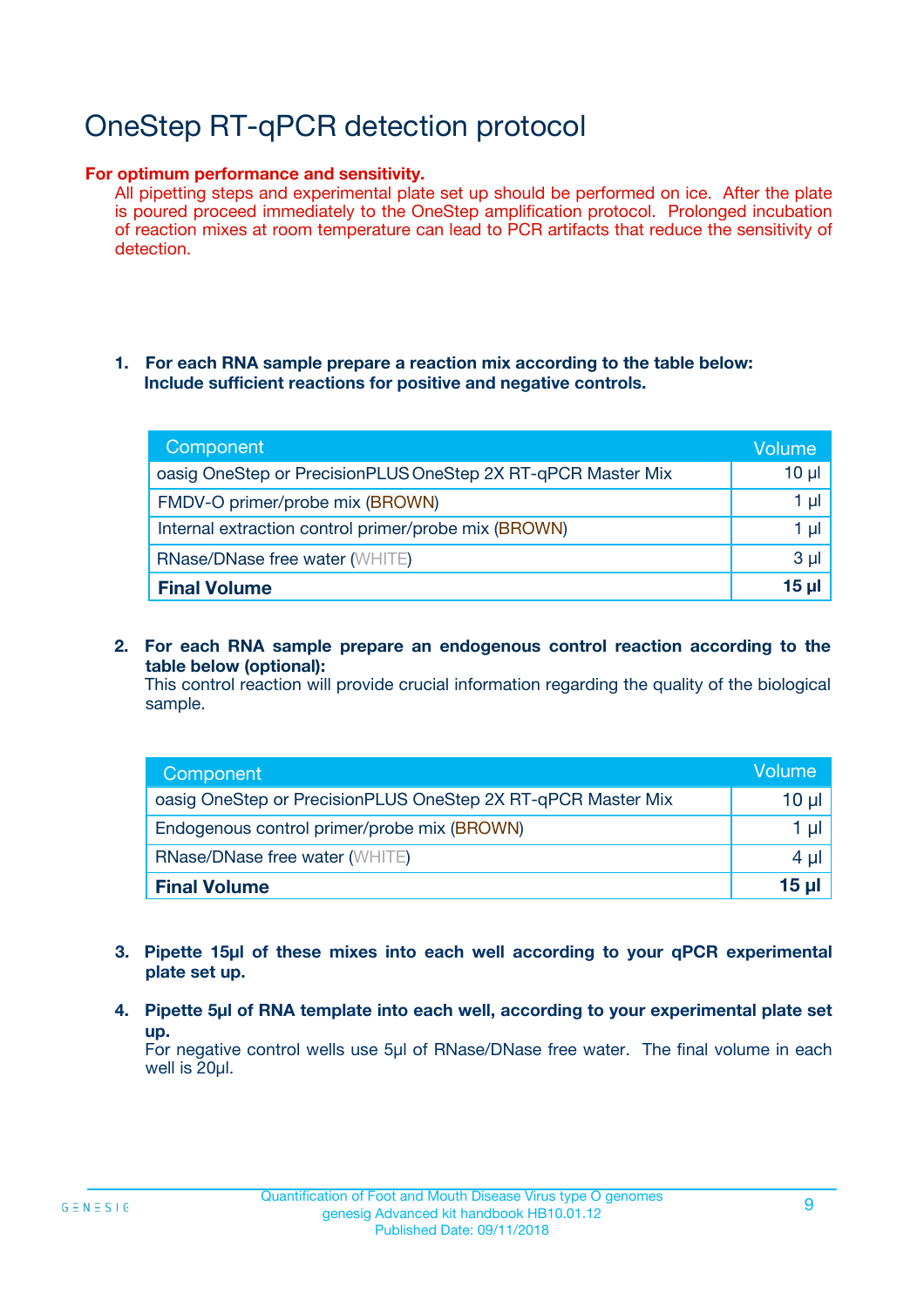# OneStep RT-qPCR detection protocol

**For optimum performance and sensitivity.**
All pipetting steps and experimental plate set up should be performed on ice. After the plate is poured proceed immediately to the OneStep amplification protocol. Prolonged incubation of reaction mixes at room temperature can lead to PCR artifacts that reduce the sensitivity of detection.

1. **For each RNA sample prepare a reaction mix according to the table below: Include sufficient reactions for positive and negative controls.**

| Component | Volume |
|---|---|
| oasig OneStep or PrecisionPLUS OneStep 2X RT-qPCR Master Mix | 10 µl |
| FMDV-O primer/probe mix (BROWN) | 1 µl |
| Internal extraction control primer/probe mix (BROWN) | 1 µl |
| RNase/DNase free water (WHITE) | 3 µl |
| **Final Volume** | **15 µl** |

2. **For each RNA sample prepare an endogenous control reaction according to the table below (optional):**
   This control reaction will provide crucial information regarding the quality of the biological sample.

| Component | Volume |
|---|---|
| oasig OneStep or PrecisionPLUS OneStep 2X RT-qPCR Master Mix | 10 µl |
| Endogenous control primer/probe mix (BROWN) | 1 µl |
| RNase/DNase free water (WHITE) | 4 µl |
| **Final Volume** | **15 µl** |

3. **Pipette 15µl of these mixes into each well according to your qPCR experimental plate set up.**

4. **Pipette 5µl of RNA template into each well, according to your experimental plate set up.**
   For negative control wells use 5µl of RNase/DNase free water. The final volume in each well is 20µl.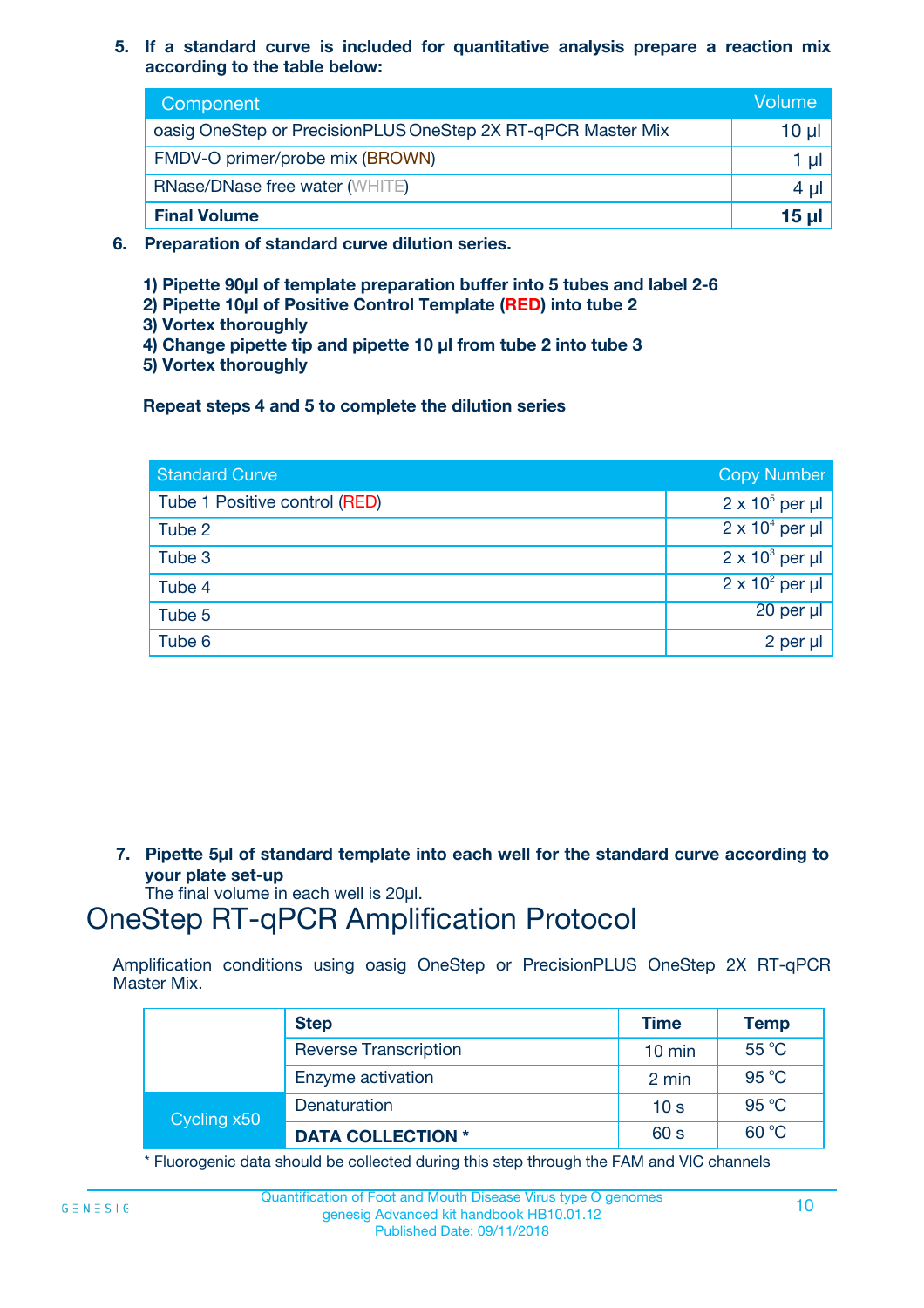5. **If a standard curve is included for quantitative analysis prepare a reaction mix according to the table below:**

| Component | Volume |
|---|---|
| oasig OneStep or PrecisionPLUS OneStep 2X RT-qPCR Master Mix | 10 µl |
| FMDV-O primer/probe mix (BROWN) | 1 µl |
| RNase/DNase free water (WHITE) | 4 µl |
| **Final Volume** | **15 µl** |

6. **Preparation of standard curve dilution series.**

   **1) Pipette 90µl of template preparation buffer into 5 tubes and label 2-6**
   **2) Pipette 10µl of Positive Control Template (RED) into tube 2**
   **3) Vortex thoroughly**
   **4) Change pipette tip and pipette 10 µl from tube 2 into tube 3**
   **5) Vortex thoroughly**

   **Repeat steps 4 and 5 to complete the dilution series**

| Standard Curve | Copy Number |
|---|---|
| Tube 1 Positive control (RED) | $2 \times 10^5$ per µl |
| Tube 2 | $2 \times 10^4$ per µl |
| Tube 3 | $2 \times 10^3$ per µl |
| Tube 4 | $2 \times 10^2$ per µl |
| Tube 5 | 20 per µl |
| Tube 6 | 2 per µl |

7. **Pipette 5µl of standard template into each well for the standard curve according to your plate set-up**
   The final volume in each well is 20µl.

# OneStep RT-qPCR Amplification Protocol

Amplification conditions using oasig OneStep or PrecisionPLUS OneStep 2X RT-qPCR Master Mix.

| | Step | Time | Temp |
|---|---|---|---|
| | Reverse Transcription | 10 min | 55 °C |
| | Enzyme activation | 2 min | 95 °C |
| Cycling x50 | Denaturation | 10 s | 95 °C |
| | **DATA COLLECTION *** | 60 s | 60 °C |

* Fluorogenic data should be collected during this step through the FAM and VIC channels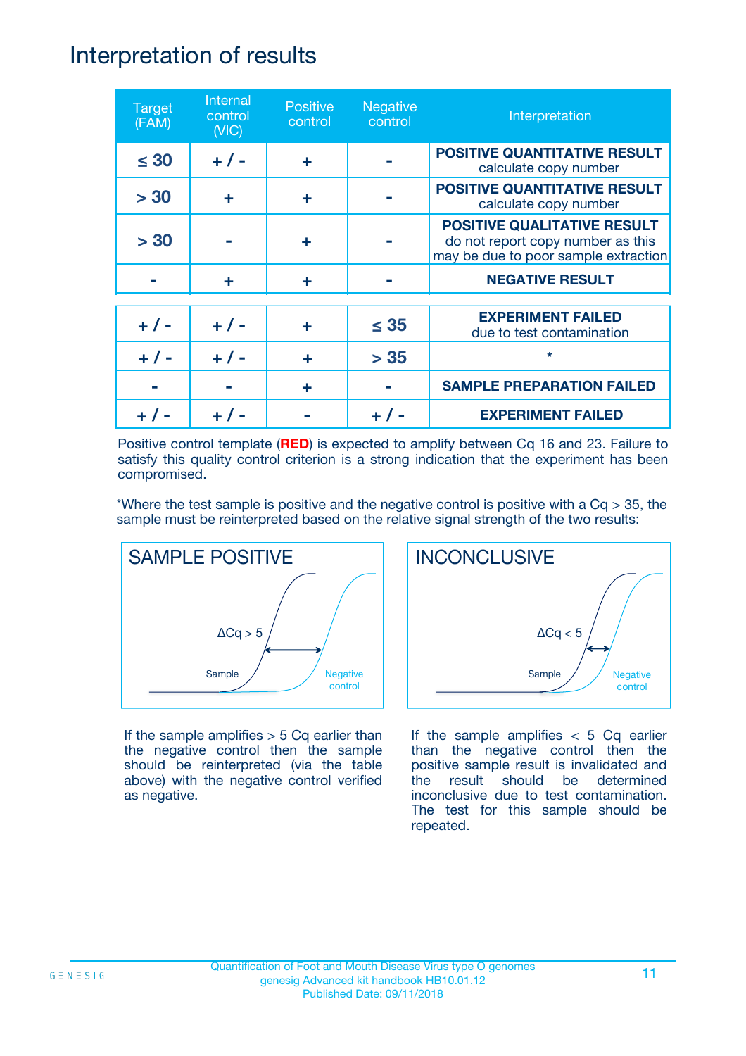# Interpretation of results

| Target (FAM) | Internal control (VIC) | Positive control | Negative control | Interpretation |
|---|---|---|---|---|
| ≤ 30 | + / - | + | - | **POSITIVE QUANTITATIVE RESULT** calculate copy number |
| > 30 | + | + | - | **POSITIVE QUANTITATIVE RESULT** calculate copy number |
| > 30 | - | + | - | **POSITIVE QUALITATIVE RESULT** do not report copy number as this may be due to poor sample extraction |
| - | + | + | - | **NEGATIVE RESULT** |
| + / - | + / - | + | ≤ 35 | **EXPERIMENT FAILED** due to test contamination |
| + / - | + / - | + | > 35 | * |
| - | - | + | - | **SAMPLE PREPARATION FAILED** |
| + / - | + / - | - | + / - | **EXPERIMENT FAILED** |

Positive control template (**RED**) is expected to amplify between Cq 16 and 23. Failure to satisfy this quality control criterion is a strong indication that the experiment has been compromised.

*Where the test sample is positive and the negative control is positive with a Cq > 35, the sample must be reinterpreted based on the relative signal strength of the two results:

**SAMPLE POSITIVE**

ΔCq > 5

Sample

Negative control

If the sample amplifies > 5 Cq earlier than the negative control then the sample should be reinterpreted (via the table above) with the negative control verified as negative.

**INCONCLUSIVE**

ΔCq < 5

Sample

Negative control

If the sample amplifies < 5 Cq earlier than the negative control then the positive sample result is invalidated and the result should be determined inconclusive due to test contamination. The test for this sample should be repeated.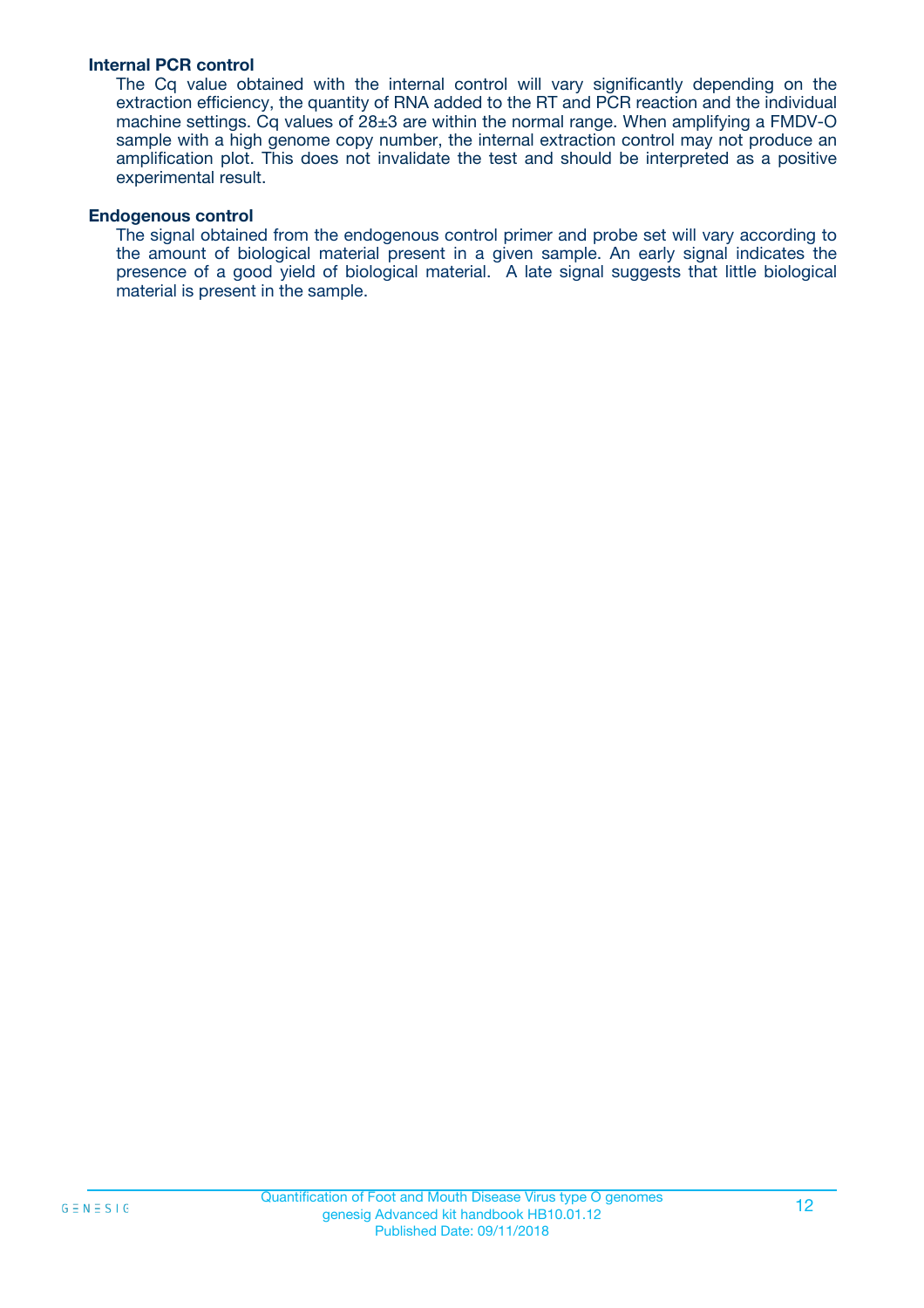### Internal PCR control

The Cq value obtained with the internal control will vary significantly depending on the extraction efficiency, the quantity of RNA added to the RT and PCR reaction and the individual machine settings. Cq values of $28 \pm 3$ are within the normal range. When amplifying a FMDV-O sample with a high genome copy number, the internal extraction control may not produce an amplification plot. This does not invalidate the test and should be interpreted as a positive experimental result.

### Endogenous control

The signal obtained from the endogenous control primer and probe set will vary according to the amount of biological material present in a given sample. An early signal indicates the presence of a good yield of biological material. A late signal suggests that little biological material is present in the sample.